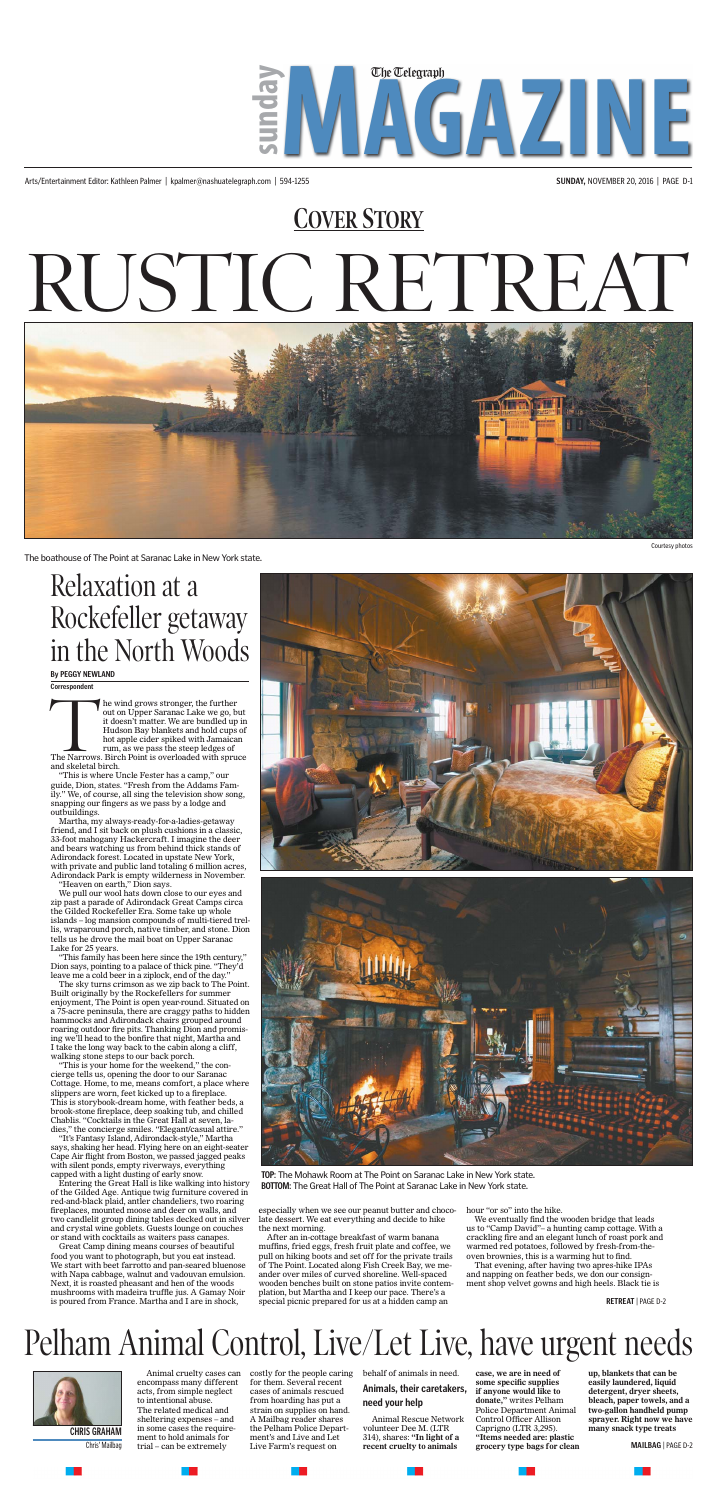# sunday The Telegraph MAGAZINE

Arts/Entertainment Editor: Kathleen Palmer | kpalmer@nashuatelegraph.com | 594-1255

## COVER STORY

# RUSTIC RETREAT

The boathouse of The Point at Saranac Lake in New York state.

Courtesy photos

## Relaxation at a Rockefeller getaway in the North Woods

**By PEGGY NEWLAND**
**Correspondent**

The wind grows stronger, the further out on Upper Saranac Lake we go, but it doesn't matter. We are bundled up in Hudson Bay blankets and hold cups of hot apple cider spiked with Jamaican rum, as we pass the steep ledges of The Narrows. Birch Point is overloaded with spruce and skeletal birch.

"This is where Uncle Fester has a camp," our guide, Dion, states. "Fresh from the Addams Family." We, of course, all sing the television show song, snapping our fingers as we pass by a lodge and outbuildings.

Martha, my always-ready-for-a-ladies-getaway friend, and I sit back on plush cushions in a classic, 33-foot mahogany Hackercraft. I imagine the deer and bears watching us from behind thick stands of Adirondack forest. Located in upstate New York, with private and public land totaling 6 million acres, Adirondack Park is empty wilderness in November.

"Heaven on earth," Dion says.

We pull our wool hats down close to our eyes and zip past a parade of Adirondack Great Camps circa the Gilded Rockefeller Era. Some take up whole islands – log mansion compounds of multi-tiered trellis, wraparound porch, native timber, and stone. Dion tells us he drove the mail boat on Upper Saranac Lake for 25 years.

"This family has been here since the 19th century," Dion says, pointing to a palace of thick pine. "They'd leave me a cold beer in a ziplock, end of the day."

The sky turns crimson as we zip back to The Point. Built originally by the Rockefellers for summer enjoyment, The Point is open year-round. Situated on a 75-acre peninsula, there are craggy paths to hidden hammocks and Adirondack chairs grouped around roaring outdoor fire pits. Thanking Dion and promising we'll head to the bonfire that night, Martha and I take the long way back to the cabin along a cliff, walking stone steps to our back porch.

"This is your home for the weekend," the concierge tells us, opening the door to our Saranac Cottage. Home, to me, means comfort, a place where slippers are worn, feet kicked up to a fireplace. This is storybook-dream home, with feather beds, a brook-stone fireplace, deep soaking tub, and chilled Chablis. "Cocktails in the Great Hall at seven, ladies," the concierge smiles. "Elegant/casual attire."

"It's Fantasy Island, Adirondack-style," Martha says, shaking her head. Flying here on an eight-seater Cape Air flight from Boston, we passed jagged peaks with silent ponds, empty riverways, everything capped with a light dusting of early snow.

Entering the Great Hall is like walking into history of the Gilded Age. Antique twig furniture covered in red-and-black plaid, antler chandeliers, two roaring fireplaces, mounted moose and deer on walls, and two candlelit group dining tables decked out in silver and crystal wine goblets. Guests lounge on couches or stand with cocktails as waiters pass canapes.

Great Camp dining means courses of beautiful food you want to photograph, but you eat instead. We start with beet farrotto and pan-seared bluenose with Napa cabbage, walnut and vadouvan emulsion. Next, it is roasted pheasant and hen of the woods mushrooms with madeira truffle jus. A Gamay Noir is poured from France. Martha and I are in shock, especially when we see our peanut butter and chocolate dessert. We eat everything and decide to hike the next morning.

After an in-cottage breakfast of warm banana muffins, fried eggs, fresh fruit plate and coffee, we pull on hiking boots and set off for the private trails of The Point. Located along Fish Creek Bay, we meander over miles of curved shoreline. Well-spaced wooden benches built on stone patios invite contemplation, but Martha and I keep our pace. There's a special picnic prepared for us at a hidden camp an hour "or so" into the hike.

We eventually find the wooden bridge that leads us to "Camp David"– a hunting camp cottage. With a crackling fire and an elegant lunch of roast pork and warmed red potatoes, followed by fresh-from-the-oven brownies, this is a warming hut to find.

That evening, after having two apres-hike IPAs and napping on feather beds, we don our consignment shop velvet gowns and high heels. Black tie is

**RETREAT** | PAGE D-2

**TOP:** The Mohawk Room at The Point on Saranac Lake in New York state.
**BOTTOM:** The Great Hall of The Point at Saranac Lake in New York state.

# Pelham Animal Control, Live/Let Live, have urgent needs

**CHRIS GRAHAM**
Chris' Mailbag

Animal cruelty cases can encompass many different acts, from simple neglect to intentional abuse. The related medical and sheltering expenses – and in some cases the requirement to hold animals for trial – can be extremely costly for the people caring for them. Several recent cases of animals rescued from hoarding has put a strain on supplies on hand. A Mailbag reader shares the Pelham Police Department's and Live and Let Live Farm's request on behalf of animals in need.

### Animals, their caretakers, need your help

Animal Rescue Network volunteer Dee M. (LTR 314), shares: **"In light of a recent cruelty to animals case, we are in need of some specific supplies if anyone would like to donate,"** writes Pelham Police Department Animal Control Officer Allison Caprigno (LTR 3,295). **"Items needed are: plastic grocery type bags for clean up, blankets that can be easily laundered, liquid detergent, dryer sheets, bleach, paper towels, and a two-gallon handheld pump sprayer. Right now we have many snack type treats**

**MAILBAG** | PAGE D-2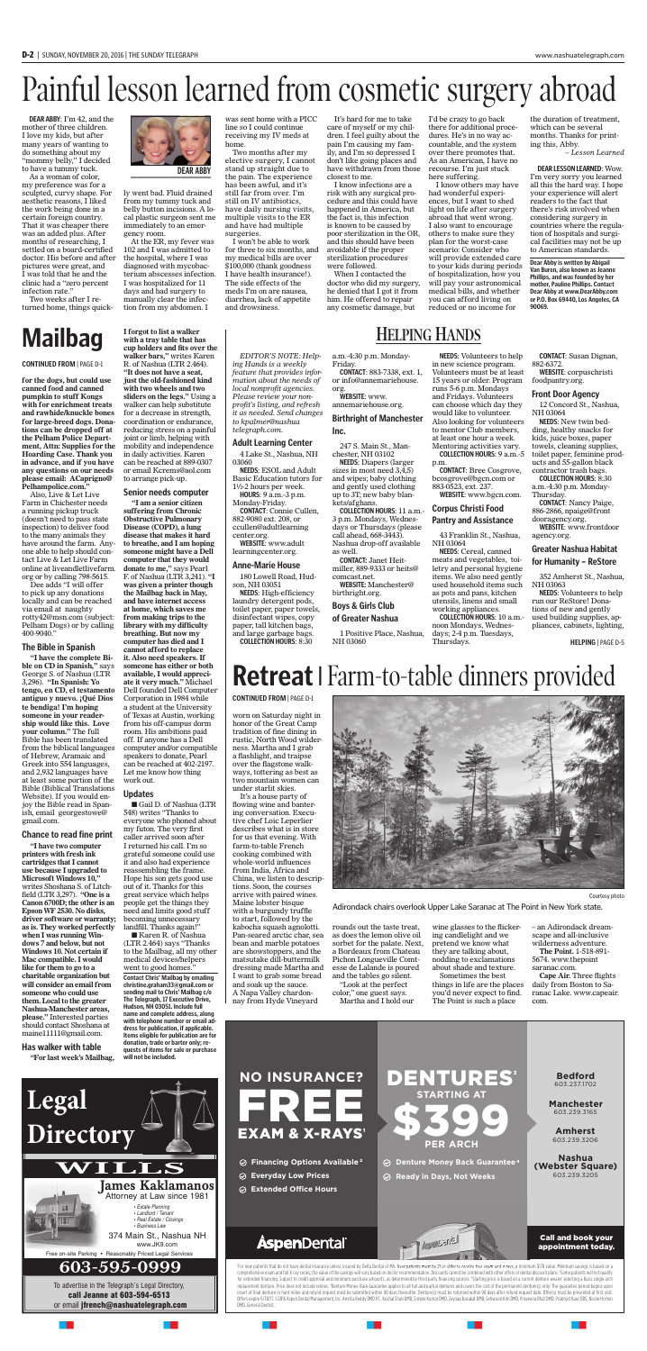# Painful lesson learned from cosmetic surgery abroad

DEAR ABBY

**DEAR ABBY**: I'm 42, and the mother of three children. I love my kids, but after many years of wanting to do something about my "mommy belly," I decided to have a tummy tuck.

As a woman of color, my preference was for a sculpted, curvy shape. For aesthetic reasons, I liked the work being done in a certain foreign country. That it was cheaper there was an added plus. After months of researching, I settled on a board-certified doctor. His before and after pictures were great, and I was told that he and the clinic had a "zero percent infection rate."

Two weeks after I returned home, things quickly went bad. Fluid drained from my tummy tuck and belly button incisions. A local plastic surgeon sent me immediately to an emergency room.

At the ER, my fever was 102 and I was admitted to the hospital, where I was diagnosed with mycobacterium abscesses infection. I was hospitalized for 11 days and had surgery to manually clear the infection from my abdomen. I was sent home with a PICC line so I could continue receiving my IV meds at home.

Two months after my elective surgery, I cannot stand up straight due to the pain. The experience has been awful, and it's still far from over. I'm still on IV antibiotics, have daily nursing visits, multiple visits to the ER and have had multiple surgeries.

I won't be able to work for three to six months, and my medical bills are over $100,000 (thank goodness I have health insurance!). The side effects of the meds I'm on are nausea, diarrhea, lack of appetite and drowsiness.

It's hard for me to take care of myself or my children. I feel guilty about the pain I'm causing my family, and I'm so depressed I don't like going places and have withdrawn from those closest to me.

I know infections are a risk with any surgical procedure and this could have happened in America, but the fact is, this infection is known to be caused by poor sterilization in the OR, and this should have been avoidable if the proper sterilization procedures were followed.

When I contacted the doctor who did my surgery, he denied that I got it from him. He offered to repair any cosmetic damage, but I'd be crazy to go back there for additional procedures. He's in no way accountable, and the system over there promotes that. As an American, I have no recourse. I'm just stuck here suffering.

I know others may have had wonderful experiences, but I want to shed light on life after surgery abroad that went wrong. I also want to encourage others to make sure they plan for the worst-case scenario: Consider who will provide extended care to your kids during periods of hospitalization, how you will pay your astronomical medical bills, and whether you can afford living on reduced or no income for the duration of treatment, which can be several months. Thanks for printing this, Abby.

*– Lesson Learned*

**DEAR LESSON LEARNED**: Wow. I'm very sorry you learned all this the hard way. I hope your experience will alert readers to the fact that there's risk involved when considering surgery in countries where the regulation of hospitals and surgical facilities may not be up to American standards.

**Dear Abby is written by Abigail Van Buren, also known as Jeanne Phillips, and was founded by her mother, Pauline Phillips. Contact Dear Abby at www.DearAbby.com or P.O. Box 69440, Los Angeles, CA 90069.**

# Mailbag

CONTINUED FROM | PAGE D-1

**for the dogs, but could use canned food and canned pumpkin to stuff Kongs with for enrichment treats and rawhide/knuckle bones for large-breed dogs. Donations can be dropped off at the Pelham Police Department, Attn: Supplies for the Hoarding Case. Thank you in advance, and if you have any questions on our needs please email: ACaprigno@Pelhampolice.com."**

Also, Live & Let Live Farm in Chichester needs a running pickup truck (doesn't need to pass state inspection) to deliver food to the many animals they have around the farm. Anyone able to help should contact Live & Let Live Farm online at liveandletlivefarm.org or by calling 798-5615.

Dee adds "I will offer to pick up any donations locally and can be reached via email at naughty rotty426@msn.com (subject: Pelham Dogs) or by calling 400-9040."

## The Bible in Spanish

**"I have the complete Bible on CD in Spanish,"** says George S. of Nashua (LTR 3,296). **"In Spanish: Yo tengo, en CD, el testamento antiguo y nuevo. ¡Qué Dios te bendiga! I'm hoping someone in your readership would like this. Love your column."** The full Bible has been translated from the biblical languages of Hebrew, Aramaic and Greek into 554 languages, and 2,932 languages have at least some portion of the Bible (Biblical Translations Website). If you would enjoy the Bible read in Spanish, email georgestowe@gmail.com.

## Chance to read fine print

**"I have two computer printers with fresh ink cartridges that I cannot use because I upgraded to Microsoft Windows 10,"** writes Shoshana S. of Litchfield (LTR 3,297). **"One is a Canon 6700D; the other is an Epson WF 2530. No disks, driver software or warranty as is. They worked perfectly when I was running Windows 7 and below, but not Windows 10. Not certain if Mac compatible. I would like for them to go to a charitable organization but will consider an email from someone who could use them. Local to the greater Nashua-Manchester areas, please."** Interested parties should contact Shoshana at maine11111@gmail.com.

## Has walker with table

**"For last week's Mailbag, I forgot to list a walker with a tray table that has cup holders and fits over the walker bars,"** writes Karen R. of Nashua (LTR 2,464). **"It does not have a seat, just the old-fashioned kind with two wheels and two sliders on the legs."** Using a walker can help substitute for a decrease in strength, coordination or endurance, reducing stress on a painful joint or limb, helping with mobility and independence in daily activities. Karen can be reached at 889-0307 or email Kcrems@aol.com to arrange pick-up.

## Senior needs computer

**"I am a senior citizen suffering from Chronic Obstructive Pulmonary Disease (COPD), a lung disease that makes it hard to breathe, and I am hoping someone might have a Dell computer that they would donate to me,"** says Pearl F. of Nashua (LTR 3,241). **"I was given a printer though the Mailbag back in May, and have internet access at home, which saves me from making trips to the library with my difficulty breathing. But now my computer has died and I cannot afford to replace it. Also need speakers. If someone has either or both available, I would appreciate it very much."** Michael Dell founded Dell Computer Corporation in 1984 while a student at the University of Texas at Austin, working from his off-campus dorm room. His ambitions paid off. If anyone has a Dell computer and/or compatible speakers to donate, Pearl can be reached at 402-2197. Let me know how thing work out.

## Updates

■ Gail D. of Nashua (LTR 548) writes "Thanks to everyone who phoned about my futon. The very first caller arrived soon after I returned his call. I'm so grateful someone could use it and also had experience reassembling the frame. Hope his son gets good use out of it. Thanks for this great service which helps people get the things they need and limits good stuff becoming unnecessary landfill. Thanks again!"

■ Karen R. of Nashua (LTR 2,464) says "Thanks to the Mailbag, all my other medical devices/helpers went to good homes."

**Contact Chris' Mailbag by emailing christine.graham33@gmail.com or sending mail to Chris' Mailbag c/o The Telegraph, 17 Executive Drive, Hudson, NH 03051. Include full name and complete address, along with telephone number or email address for publication, if applicable. Items eligible for publication are for donation, trade or barter only; requests of items for sale or purchase will not be included.**

# Helping Hands

*EDITOR'S NOTE: Helping Hands is a weekly feature that provides information about the needs of local nonprofit agencies. Please review your nonprofit's listing, and refresh it as needed. Send changes to kpalmer@nashuatelegraph.com.*

## Adult Learning Center

4 Lake St., Nashua, NH 03060

**NEEDS**: ESOL and Adult Basic Education tutors for 1½-2 hours per week.

**HOURS**: 9 a.m.-3 p.m. Monday-Friday.

**CONTACT**: Connie Cullen, 882-9080 ext. 208, or ccullen@adultlearning center.org.

**WEBSITE**: www.adult learningcenter.org.

## Anne-Marie House

180 Lowell Road, Hudson, NH 03051

**NEEDS**: High-efficiency laundry detergent pods, toilet paper, paper towels, disinfectant wipes, copy paper, tall kitchen bags, and large garbage bags.

**COLLECTION HOURS**: 8:30 a.m.-4:30 p.m. Monday-Friday.

**CONTACT**: 883-7338, ext. 1, or info@annemariehouse.org.

**WEBSITE**: www.annemariehouse.org.

## Birthright of Manchester Inc.

247 S. Main St., Manchester, NH 03102

**NEEDS**: Diapers (larger sizes in most need 3,4,5) and wipes; baby clothing and gently used clothing up to 3T; new baby blankets/afghans.

**COLLECTION HOURS**: 11 a.m.-3 p.m. Mondays, Wednesdays or Thursdays (please call ahead, 668-3443). Nashua drop-off available as well.

**CONTACT**: Janet Heitmiller, 889-9333 or heits@comcast.net.

**WEBSITE**: Manchester@birthright.org.

## Boys & Girls Club of Greater Nashua

1 Positive Place, Nashua, NH 03060

**NEEDS**: Volunteers to help in new science program. Volunteers must be at least 15 years or older. Program runs 5-6 p.m. Mondays and Fridays. Volunteers can choose which day they would like to volunteer. Also looking for volunteers to mentor Club members, at least one hour a week. Mentoring activities vary.

**COLLECTION HOURS**: 9 a.m.-5 p.m.

**CONTACT**: Bree Cosgrove, bcosgrove@bgcn.com or 883-0523, ext. 237.

**WEBSITE**: www.bgcn.com.

## Corpus Christi Food Pantry and Assistance

43 Franklin St., Nashua, NH 03064

**NEEDS**: Cereal, canned meats and vegetables, toiletry and personal hygiene items. We also need gently used household items such as pots and pans, kitchen utensils, linens and small working appliances.

**COLLECTION HOURS**: 10 a.m.-noon Mondays, Wednesdays; 2-4 p.m. Tuesdays, Thursdays.

**CONTACT**: Susan Dignan, 882-6372.

**WEBSITE**: corpuschristi foodpantry.org.

## Front Door Agency

12 Concord St., Nashua, NH 03064

**NEEDS**: New twin bedding, healthy snacks for kids, juice boxes, paper towels, cleaning supplies, toilet paper, feminine products and 55-gallon black contractor trash bags.

**COLLECTION HOURS**: 8:30 a.m.-4:30 p.m. Monday-Thursday.

**CONTACT**: Nancy Paige, 886-2866, npaige@front dooragency.org.

**WEBSITE**: www.frontdoor agency.org.

## Greater Nashua Habitat for Humanity – ReStore

352 Amherst St., Nashua, NH 03063

**NEEDS**: Volunteers to help run our ReStore! Donations of new and gently used building supplies, appliances, cabinets, lighting,

HELPING | PAGE D-5

# Retreat | Farm-to-table dinners provided

CONTINUED FROM | PAGE D-1

worn on Saturday night in honor of the Great Camp tradition of fine dining in rustic, North Wood wilderness. Martha and I grab a flashlight, and traipse over the flagstone walkways, tottering as best as two mountain women can under starlit skies.

It's a house party of flowing wine and bantering conversation. Executive chef Loic Leperlier describes what is in store for us that evening. With farm-to-table French cooking combined with whole-world influences from India, Africa and China, we listen to descriptions. Soon, the courses arrive with paired wines. Maine lobster bisque with a burgundy truffle to start, followed by the kabocha squash agnolotti. Pan-seared arctic char, sea bean and marble potatoes are showstoppers, and the matsutake dill-buttermilk dressing made Martha and I want to grab some bread and soak up the sauce. A Napa Valley chardonnay from Hyde Vineyard rounds out the taste treat, as does the lemon olive oil sorbet for the palate. Next, a Bordeaux from Chateau Pichon Longueville Comtesse de Lalande is poured and the tables go silent.

"Look at the perfect color," one guest says. Martha and I hold our wine glasses to the flickering candlelight and we pretend we know what they are talking about, nodding to exclamations about shade and texture.

Sometimes the best things in life are the places you'd never expect to find. The Point is such a place – an Adirondack dreamscape and all-inclusive wilderness adventure.

**The Point.** 1-518-891-5674. www.thepoint saranac.com.

**Cape Air.** Three flights daily from Boston to Saranac Lake. www.capeair.com.

Courtesy photo

Adirondack chairs overlook Upper Lake Saranac at The Point in New York state.

**Legal Directory**

**WILLS**

**James Kaklamanos**
Attorney at Law since 1981

- Estate Planning
- Landlord / Tenant
- Real Estate / Closings
- Business Law

374 Main St., Nashua NH
www.JK9.com

Free on-site Parking • Reasonably Priced Legal Services

**603-595-0999**

To advertise in the Telegraph's Legal Directory, call Jeanne at 603-594-6513 or email jfrench@nashuatelegraph.com

**NO INSURANCE? FREE EXAM & X-RAYS[1]**

**DENTURES[3] STARTING AT $399 PER ARCH**

- Financing Options Available[2]
- Everyday Low Prices
- Extended Office Hours
- Denture Money Back Guarantee[4]
- Ready in Days, Not Weeks

**AspenDental**

**Bedford** 603.237.1702

**Manchester** 603.239.3165

**Amherst** 603.239.3206

**Nashua (Webster Square)** 603.239.3205

**Call and book your appointment today.**

[1]For new patients that do not have dental insurance unless insured by Delta Dental of MA. New patients must be 21 or older to receive free exam and x-rays; a minimum $170 value. Minimum savings is based on a comprehensive exam and full X-ray series; the value of the savings will vary based on doctor recommendation. Discounts cannot be combined with other offers or dental discount plans. [2]Some patients will not qualify for extended financing. Subject to credit approval and minimum purchase amounts, as determined by third party financing sources. [3]Starting price is based on a current denture wearer selecting a Basic single arch replacement denture. Price does not include relines. [4]Denture Money Back Guarantee applies to all full and partial dentures and covers the cost of the permanent denture(s) only. The guarantee period begins upon insert of final denture or hard reline and refund request must be submitted within 90 days thereafter. Denture(s) must be returned within 90 days after refund request date. Offer(s) must be presented at first visit. Offers expire 6/30/17. ©2016 Aspen Dental Management, Inc. Amrita Reddy DMD PC, Kushal Shah DMD, Simple Kamal DMD, Zeynep Basakal DMD, Sehvreen Kim DMD, Praveena Bhat DMD, Prabhjot Kaur DDS, Nicole Horton DMD, General Dentist.